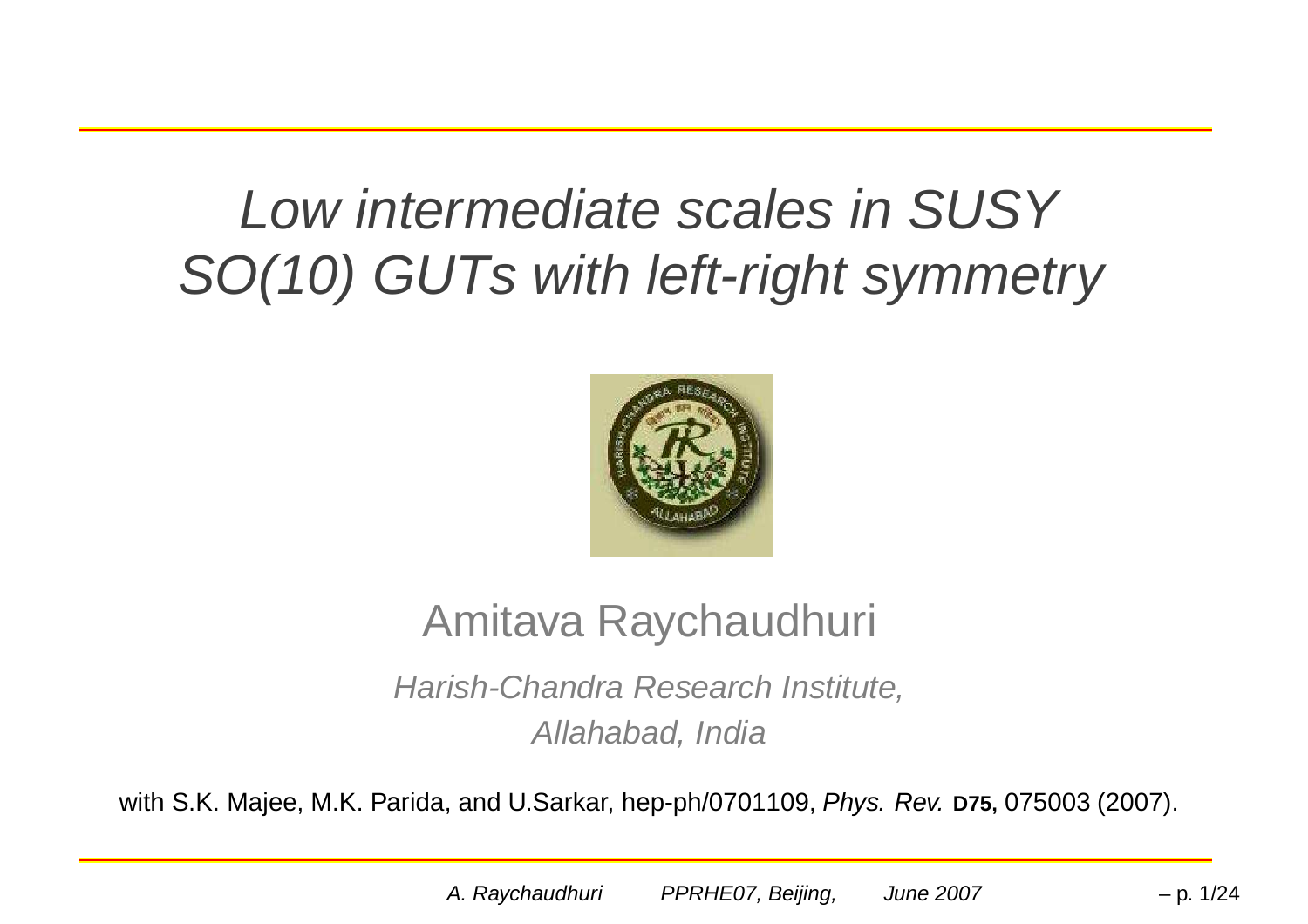# *Low intermediate scales in SUSY SO(10) GUTs with left-right symmetry*

Amitava Raychaudhuri

*Harish-Chandra Research Institute,*

*Allahabad, India*

with S.K. Majee, M.K. Parida, and U.Sarkar, hep-ph/0701109, *Phys. Rev.* **D75,** 075003 (2007).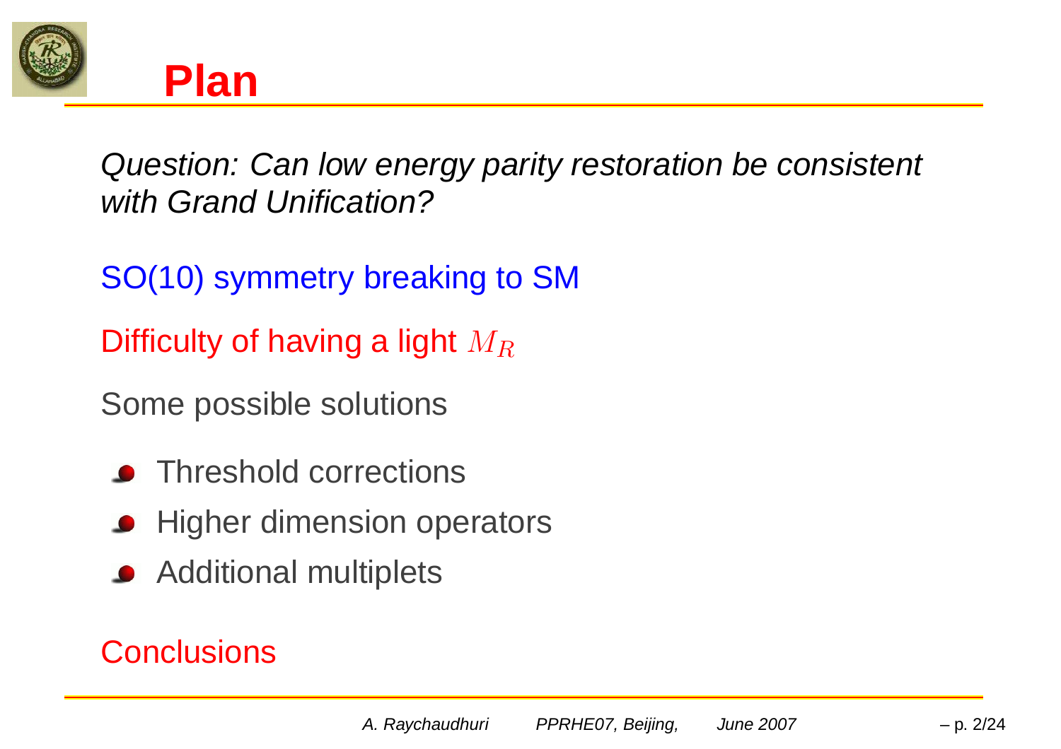# Plan

*Question: Can low energy parity restoration be consistent with Grand Unification?*

SO(10) symmetry breaking to SM

Difficulty of having a light $M_R$

Some possible solutions

- Threshold corrections
- Higher dimension operators
- Additional multiplets

Conclusions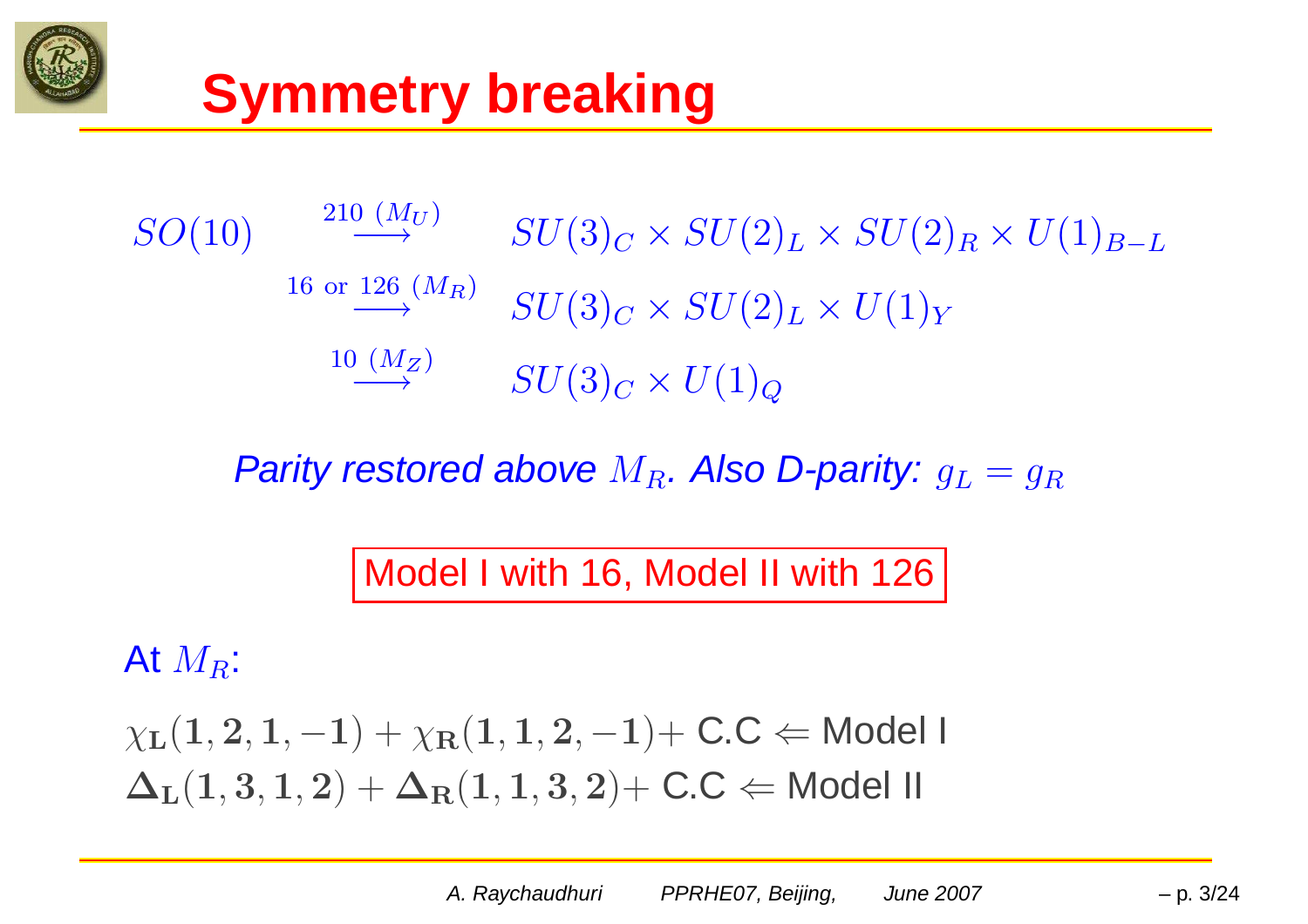# Symmetry breaking

$$
\begin{aligned}
SO(10) \quad & \xrightarrow{210\ (M_U)} \quad SU(3)_C \times SU(2)_L \times SU(2)_R \times U(1)_{B-L} \\
& \xrightarrow{16 \text{ or } 126\ (M_R)} \quad SU(3)_C \times SU(2)_L \times U(1)_Y \\
& \xrightarrow{10\ (M_Z)} \quad SU(3)_C \times U(1)_Q
\end{aligned}
$$

*Parity restored above $M_R$. Also D-parity: $g_L = g_R$*

Model I with 16, Model II with 126

At $M_R$:

$\chi_{\mathbf{L}}(\mathbf{1}, \mathbf{2}, \mathbf{1}, \mathbf{-1}) + \chi_{\mathbf{R}}(\mathbf{1}, \mathbf{1}, \mathbf{2}, \mathbf{-1}) +$ C.C $\Leftarrow$ Model I

$\mathbf{\Delta_L}(\mathbf{1}, \mathbf{3}, \mathbf{1}, \mathbf{2}) + \mathbf{\Delta_R}(\mathbf{1}, \mathbf{1}, \mathbf{3}, \mathbf{2}) +$ C.C $\Leftarrow$ Model II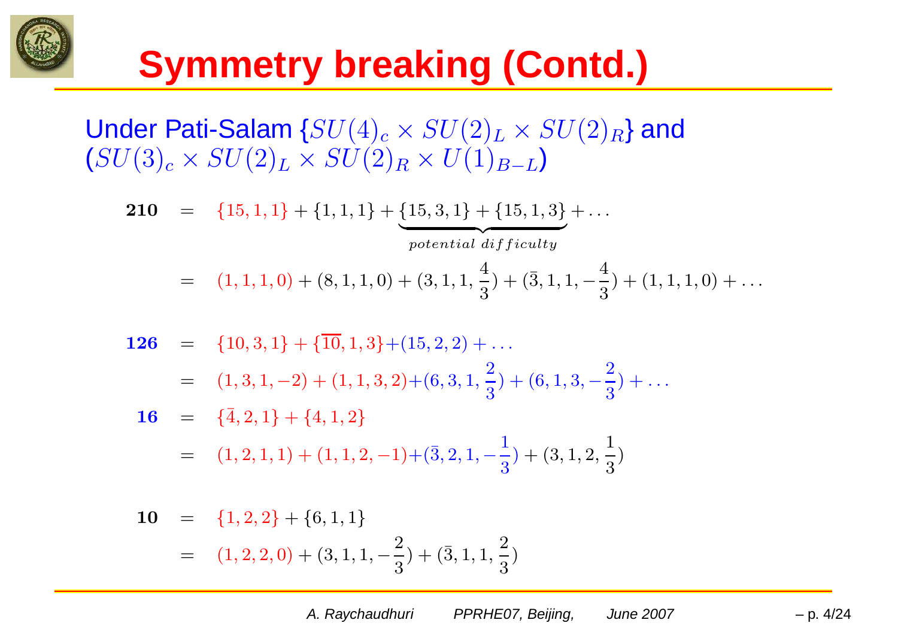# Symmetry breaking (Contd.)

Under Pati-Salam $\{SU(4)_c \times SU(2)_L \times SU(2)_R\}$ and $(SU(3)_c \times SU(2)_L \times SU(2)_R \times U(1)_{B-L})$

$$
\begin{aligned}
\mathbf{210} &= \{15,1,1\} + \{1,1,1\} + \underbrace{\{15,3,1\} + \{15,1,3\}}_{potential\ difficulty} + \ldots \\
&= (1,1,1,0) + (8,1,1,0) + (3,1,1,\frac{4}{3}) + (\bar{3},1,1,-\frac{4}{3}) + (1,1,1,0) + \ldots
\end{aligned}
$$

$$
\begin{aligned}
\mathbf{126} &= \{10,3,1\} + \{\overline{10},1,3\} + (15,2,2) + \ldots \\
&= (1,3,1,-2) + (1,1,3,2) + (6,3,1,\frac{2}{3}) + (6,1,3,-\frac{2}{3}) + \ldots \\
\mathbf{16} &= \{\bar{4},2,1\} + \{4,1,2\} \\
&= (1,2,1,1) + (1,1,2,-1) + (\bar{3},2,1,-\frac{1}{3}) + (3,1,2,\frac{1}{3})
\end{aligned}
$$

$$
\begin{aligned}
\mathbf{10} &= \{1,2,2\} + \{6,1,1\} \\
&= (1,2,2,0) + (3,1,1,-\frac{2}{3}) + (\bar{3},1,1,\frac{2}{3})
\end{aligned}
$$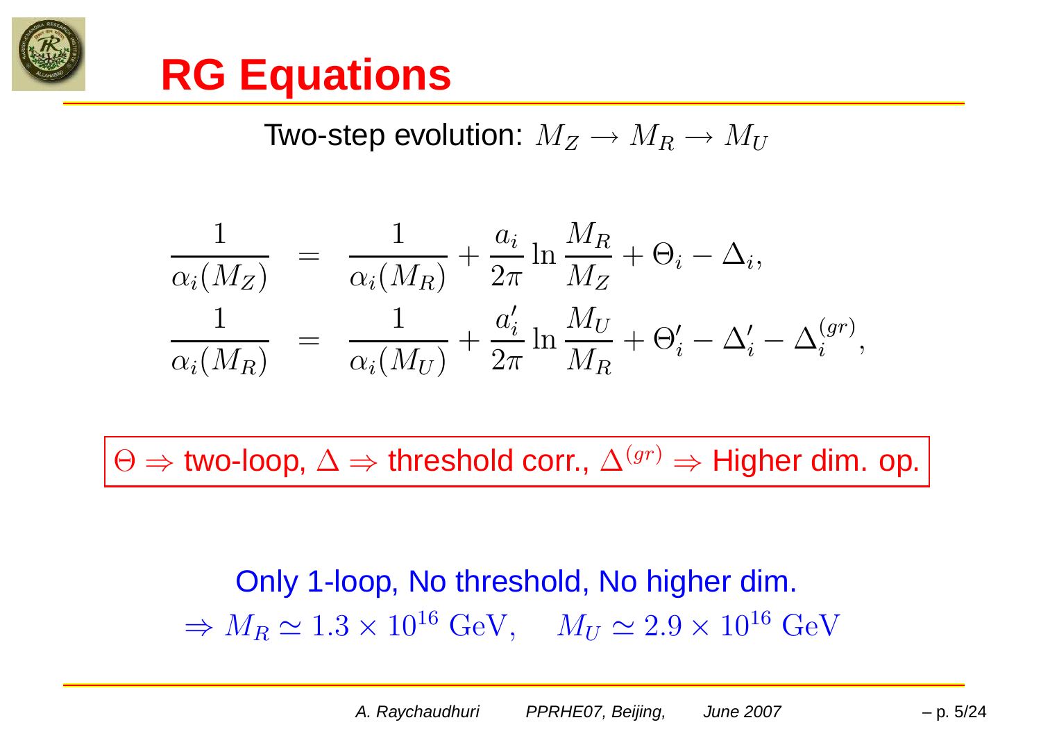# RG Equations

Two-step evolution: $M_Z \rightarrow M_R \rightarrow M_U$

$$
\begin{aligned}
\frac{1}{\alpha_i(M_Z)} &= \frac{1}{\alpha_i(M_R)} + \frac{a_i}{2\pi} \ln \frac{M_R}{M_Z} + \Theta_i - \Delta_i, \\
\frac{1}{\alpha_i(M_R)} &= \frac{1}{\alpha_i(M_U)} + \frac{a_i'}{2\pi} \ln \frac{M_U}{M_R} + \Theta_i' - \Delta_i' - \Delta_i^{(gr)},
\end{aligned}
$$

$\Theta \Rightarrow$ two-loop, $\Delta \Rightarrow$ threshold corr., $\Delta^{(gr)} \Rightarrow$ Higher dim. op.

Only 1-loop, No threshold, No higher dim.

$\Rightarrow M_R \simeq 1.3 \times 10^{16}$ GeV, $\quad M_U \simeq 2.9 \times 10^{16}$ GeV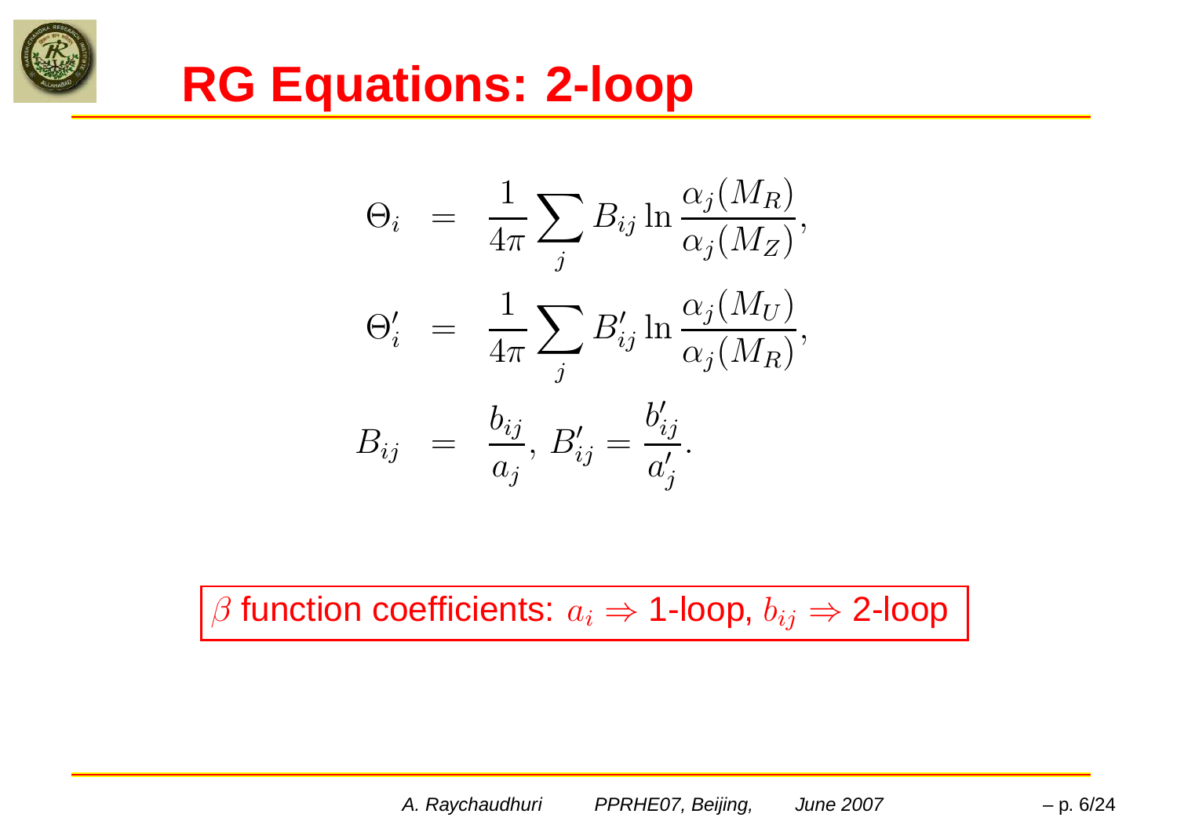# RG Equations: 2-loop

$$
\begin{aligned}
\Theta_i &= \frac{1}{4\pi} \sum_j B_{ij} \ln \frac{\alpha_j(M_R)}{\alpha_j(M_Z)}, \\
\Theta'_i &= \frac{1}{4\pi} \sum_j B'_{ij} \ln \frac{\alpha_j(M_U)}{\alpha_j(M_R)}, \\
B_{ij} &= \frac{b_{ij}}{a_j}, \; B'_{ij} = \frac{b'_{ij}}{a'_j}.
\end{aligned}
$$

$\beta$ function coefficients: $a_i \Rightarrow$ 1-loop, $b_{ij} \Rightarrow$ 2-loop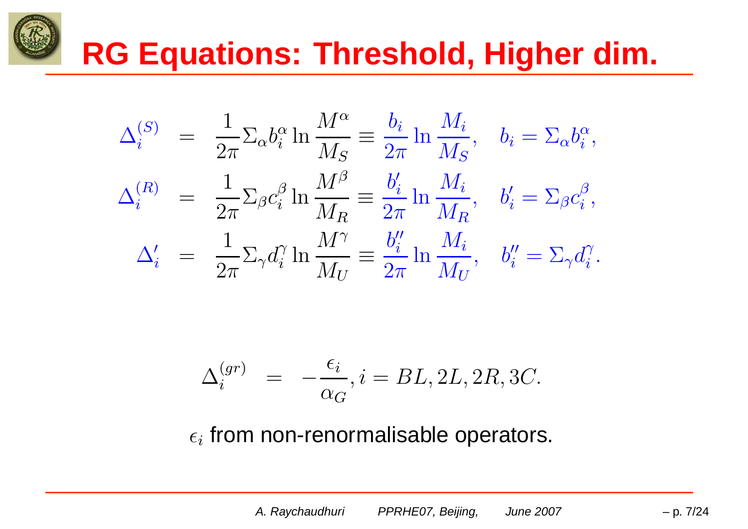# RG Equations: Threshold, Higher dim.

$$
\begin{aligned}
\Delta_i^{(S)} &= \frac{1}{2\pi}\Sigma_\alpha b_i^\alpha \ln\frac{M^\alpha}{M_S} \equiv \frac{b_i}{2\pi}\ln\frac{M_i}{M_S}, \quad b_i = \Sigma_\alpha b_i^\alpha, \\
\Delta_i^{(R)} &= \frac{1}{2\pi}\Sigma_\beta c_i^\beta \ln\frac{M^\beta}{M_R} \equiv \frac{b_i'}{2\pi}\ln\frac{M_i}{M_R}, \quad b_i' = \Sigma_\beta c_i^\beta, \\
\Delta_i' &= \frac{1}{2\pi}\Sigma_\gamma d_i^\gamma \ln\frac{M^\gamma}{M_U} \equiv \frac{b_i''}{2\pi}\ln\frac{M_i}{M_U}, \quad b_i'' = \Sigma_\gamma d_i^\gamma.
\end{aligned}
$$

$$
\Delta_i^{(gr)} = -\frac{\epsilon_i}{\alpha_G}, i = BL, 2L, 2R, 3C.
$$

$\epsilon_i$ from non-renormalisable operators.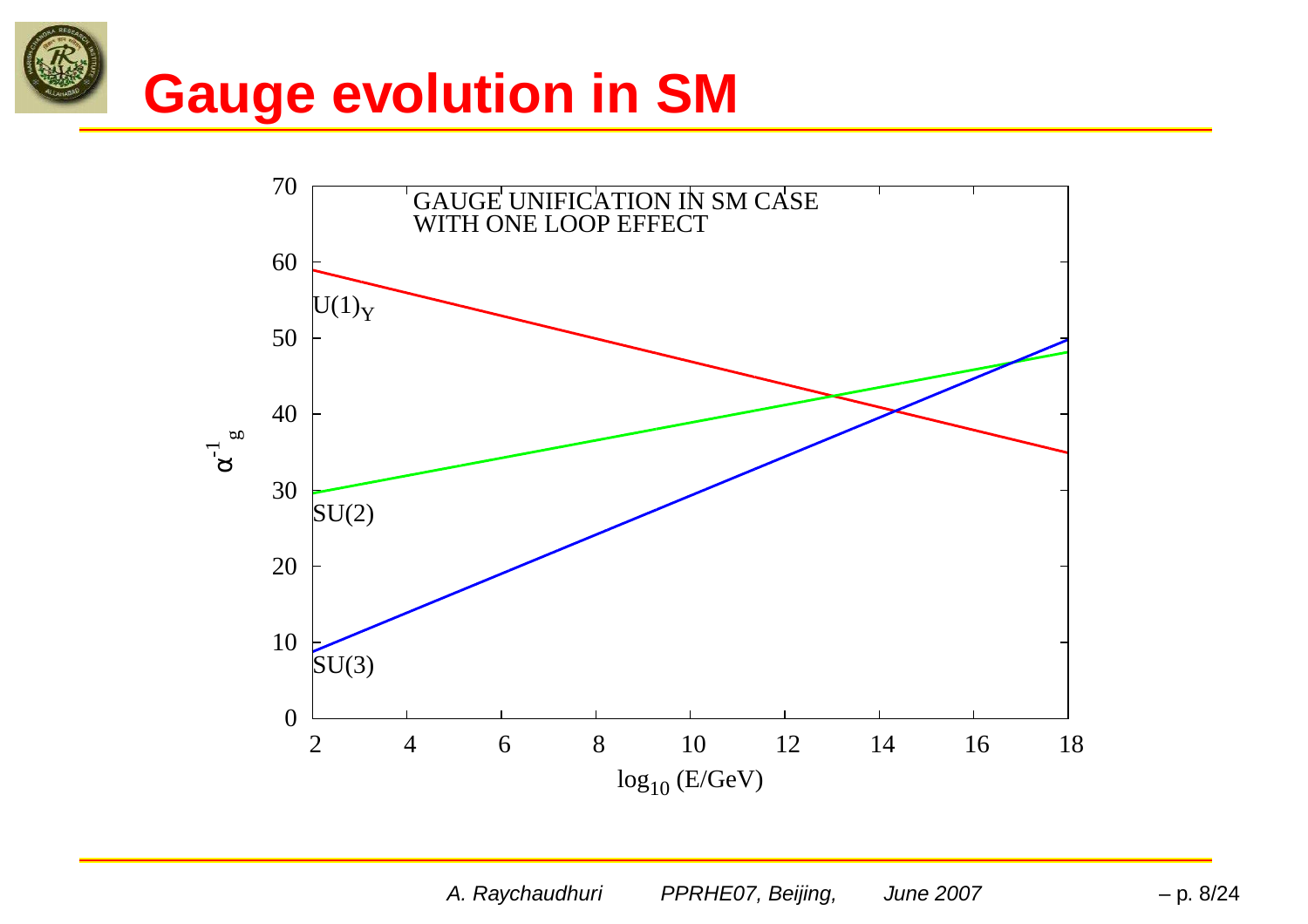# Gauge evolution in SM

GAUGE UNIFICATION IN SM CASE
WITH ONE LOOP EFFECT

$U(1)_Y$

SU(2)

SU(3)

$\alpha^{-1}_g$

$\log_{10}$ (E/GeV)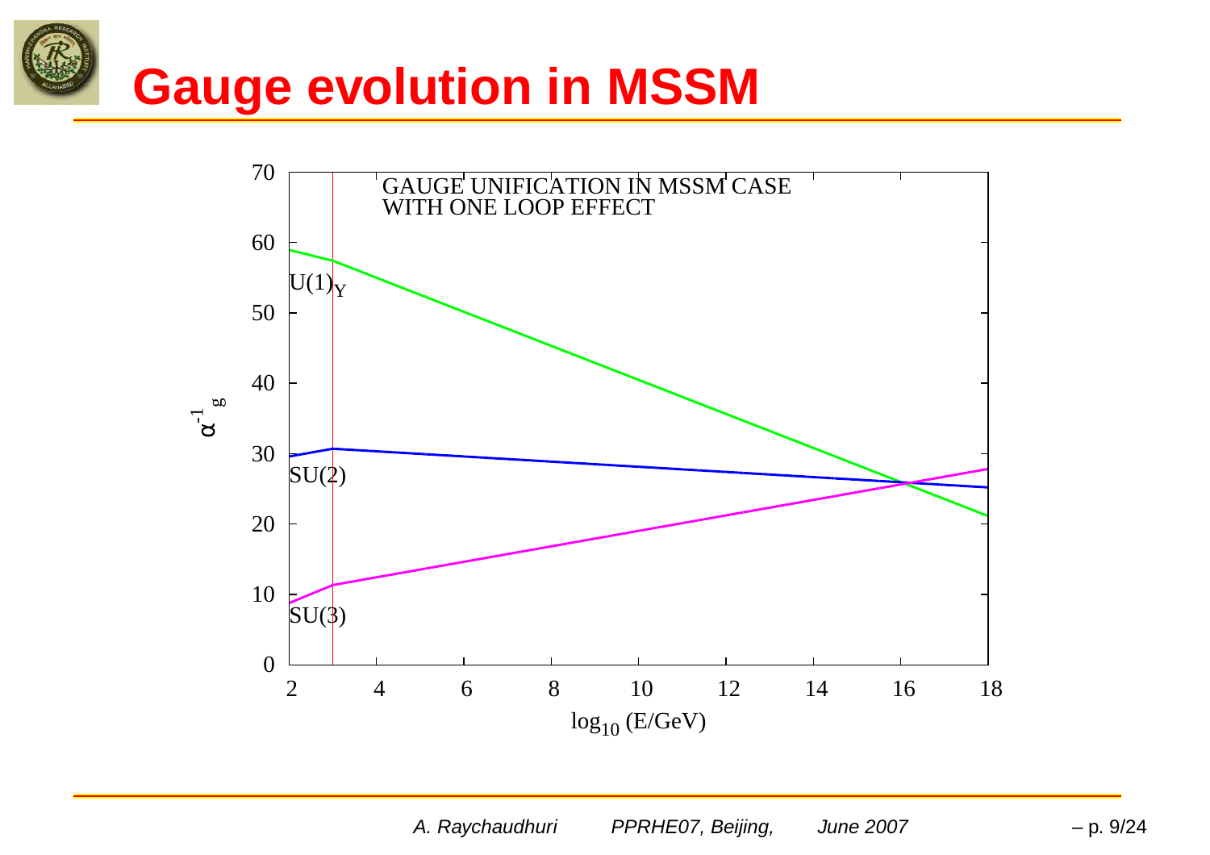# Gauge evolution in MSSM

GAUGE UNIFICATION IN MSSM CASE
WITH ONE LOOP EFFECT

$U(1)_Y$

SU(2)

SU(3)

$\alpha^{-1}_g$

$\log_{10}$ (E/GeV)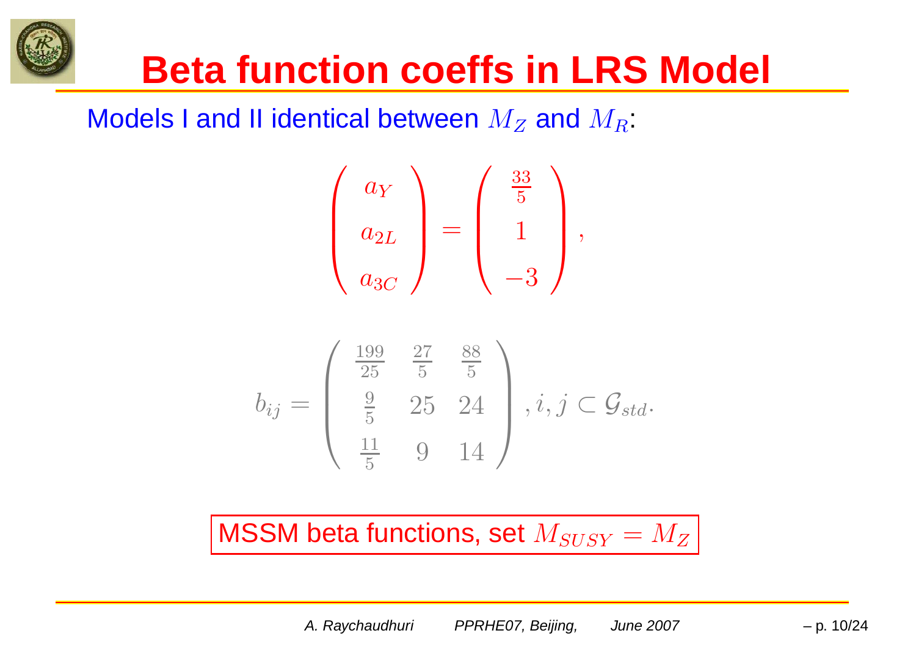# Beta function coeffs in LRS Model

Models I and II identical between $M_Z$ and $M_R$:

$$\begin{pmatrix} a_Y \\ a_{2L} \\ a_{3C} \end{pmatrix} = \begin{pmatrix} \frac{33}{5} \\ 1 \\ -3 \end{pmatrix},$$

$$b_{ij} = \begin{pmatrix} \frac{199}{25} & \frac{27}{5} & \frac{88}{5} \\ \frac{9}{5} & 25 & 24 \\ \frac{11}{5} & 9 & 14 \end{pmatrix}, i, j \subset \mathcal{G}_{std}.$$

MSSM beta functions, set $M_{SUSY} = M_Z$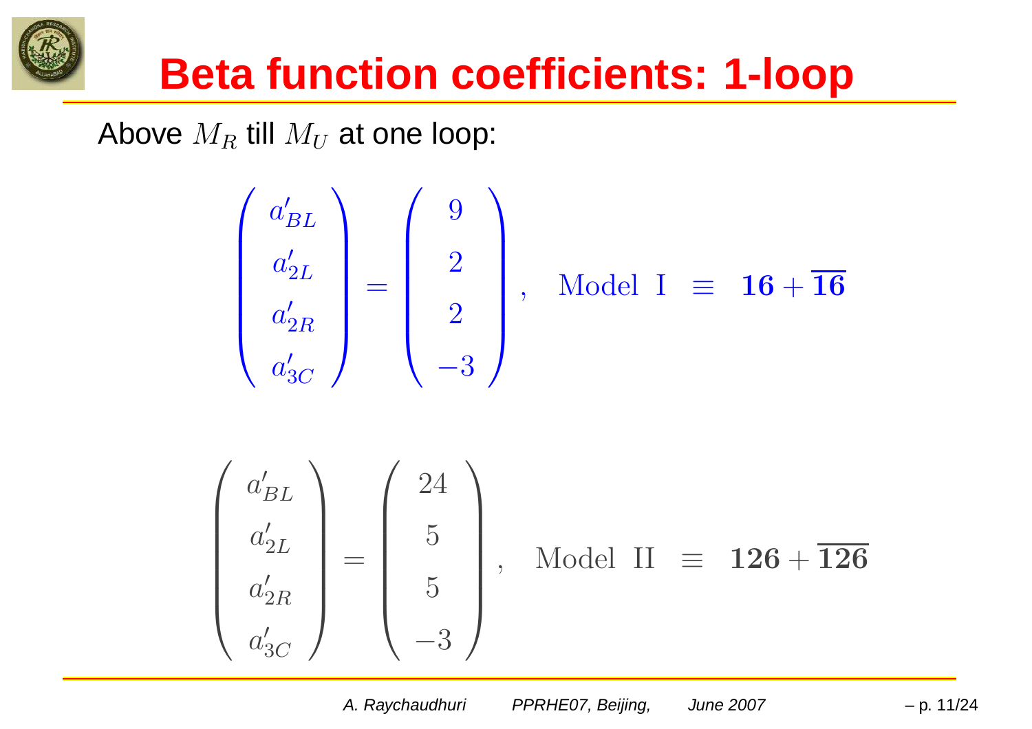# Beta function coefficients: 1-loop

Above $M_R$ till $M_U$ at one loop:

$$\begin{pmatrix} a'_{BL} \\ a'_{2L} \\ a'_{2R} \\ a'_{3C} \end{pmatrix} = \begin{pmatrix} 9 \\ 2 \\ 2 \\ -3 \end{pmatrix}, \quad \text{Model I} \;\equiv\; \mathbf{16} + \overline{\mathbf{16}}$$

$$\begin{pmatrix} a'_{BL} \\ a'_{2L} \\ a'_{2R} \\ a'_{3C} \end{pmatrix} = \begin{pmatrix} 24 \\ 5 \\ 5 \\ -3 \end{pmatrix}, \quad \text{Model II} \;\equiv\; \mathbf{126} + \overline{\mathbf{126}}$$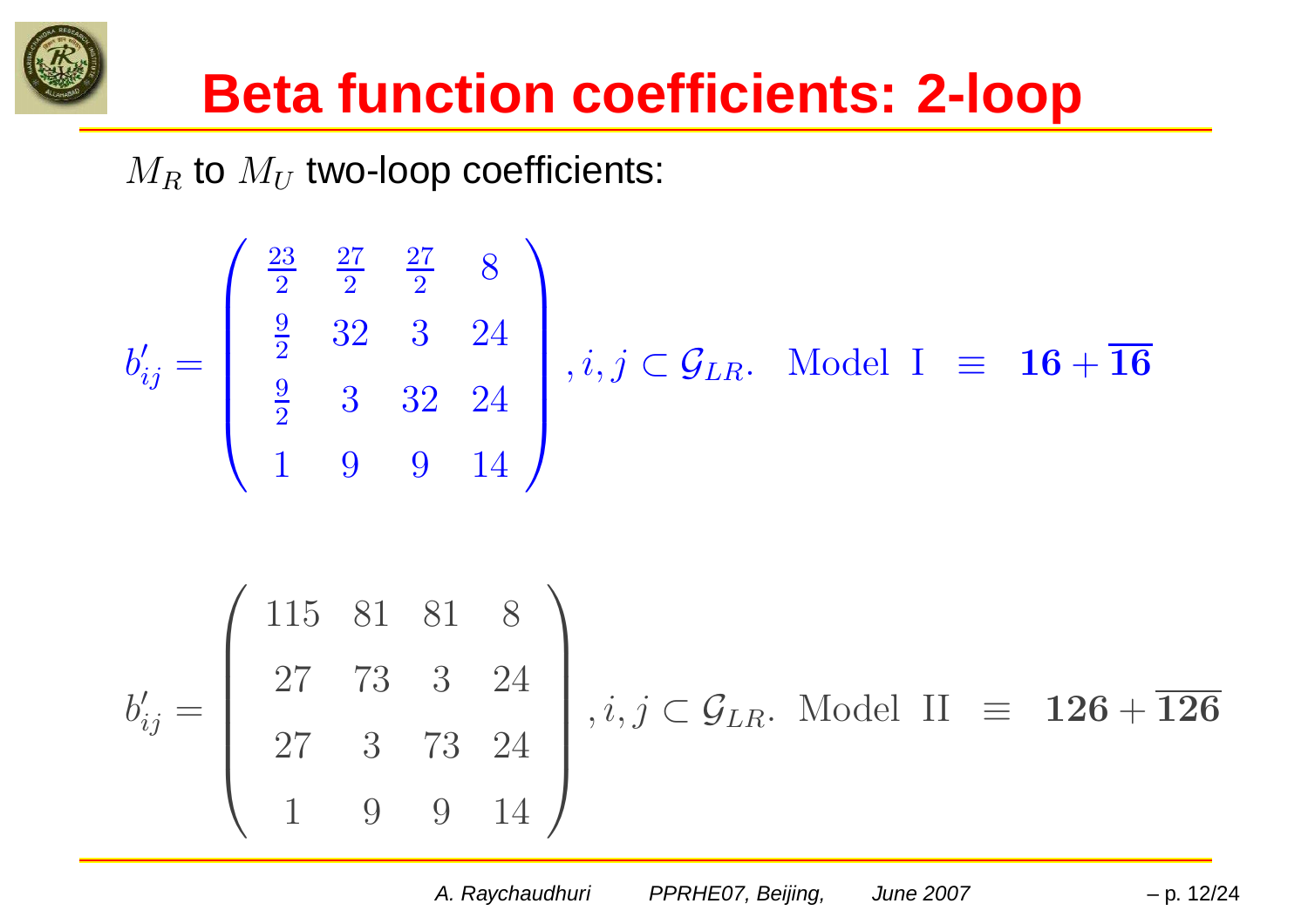# Beta function coefficients: 2-loop

$M_R$ to $M_U$ two-loop coefficients:

$$b'_{ij} = \begin{pmatrix} \frac{23}{2} & \frac{27}{2} & \frac{27}{2} & 8 \\ \frac{9}{2} & 32 & 3 & 24 \\ \frac{9}{2} & 3 & 32 & 24 \\ 1 & 9 & 9 & 14 \end{pmatrix}, i, j \subset \mathcal{G}_{LR}. \quad \text{Model I} \;\; \equiv \;\; \mathbf{16} + \overline{\mathbf{16}}$$

$$b'_{ij} = \begin{pmatrix} 115 & 81 & 81 & 8 \\ 27 & 73 & 3 & 24 \\ 27 & 3 & 73 & 24 \\ 1 & 9 & 9 & 14 \end{pmatrix}, i, j \subset \mathcal{G}_{LR}. \quad \text{Model II} \;\; \equiv \;\; \mathbf{126} + \overline{\mathbf{126}}$$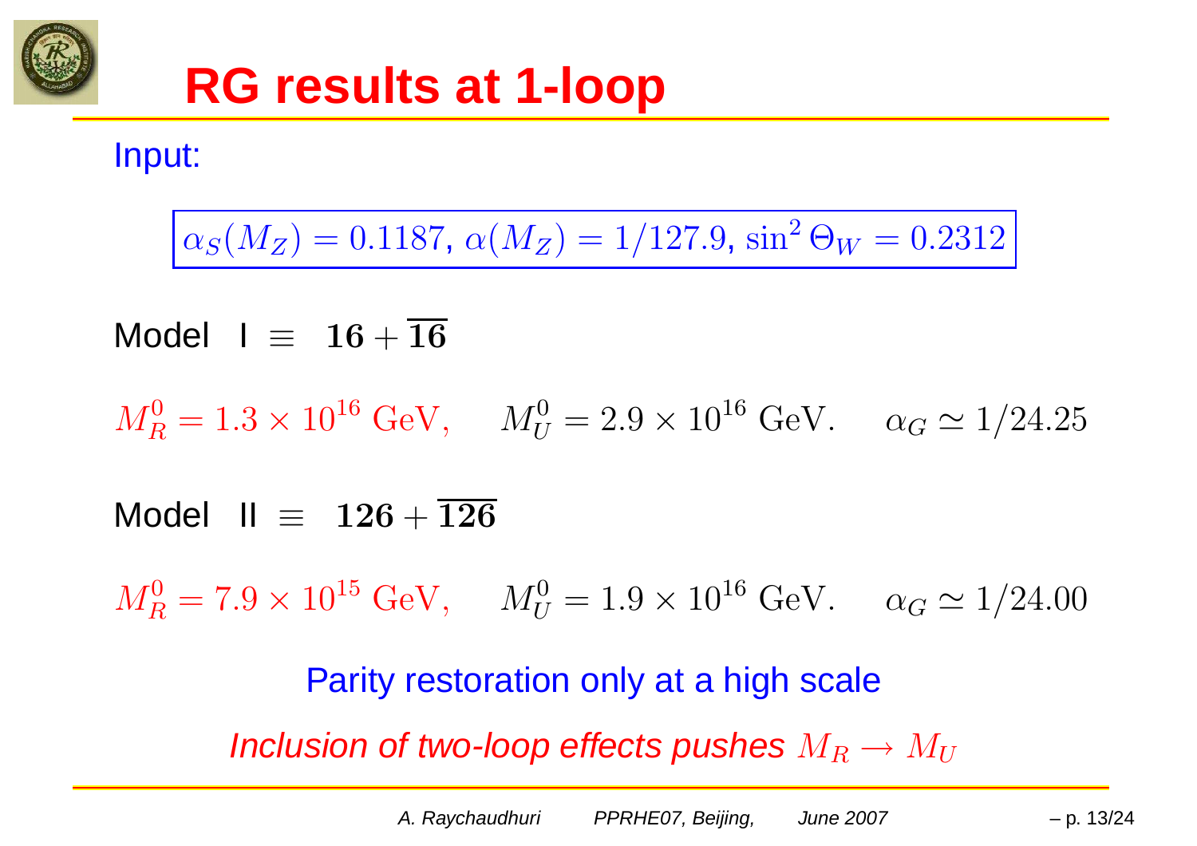# RG results at 1-loop

Input:

$$\alpha_S(M_Z) = 0.1187,\ \alpha(M_Z) = 1/127.9,\ \sin^2\Theta_W = 0.2312$$

Model I $\equiv$ $\mathbf{16} + \overline{\mathbf{16}}$

$M_R^0 = 1.3 \times 10^{16}$ GeV, $\quad M_U^0 = 2.9 \times 10^{16}$ GeV. $\quad \alpha_G \simeq 1/24.25$

Model II $\equiv$ $\mathbf{126} + \overline{\mathbf{126}}$

$M_R^0 = 7.9 \times 10^{15}$ GeV, $\quad M_U^0 = 1.9 \times 10^{16}$ GeV. $\quad \alpha_G \simeq 1/24.00$

Parity restoration only at a high scale

*Inclusion of two-loop effects pushes $M_R \to M_U$*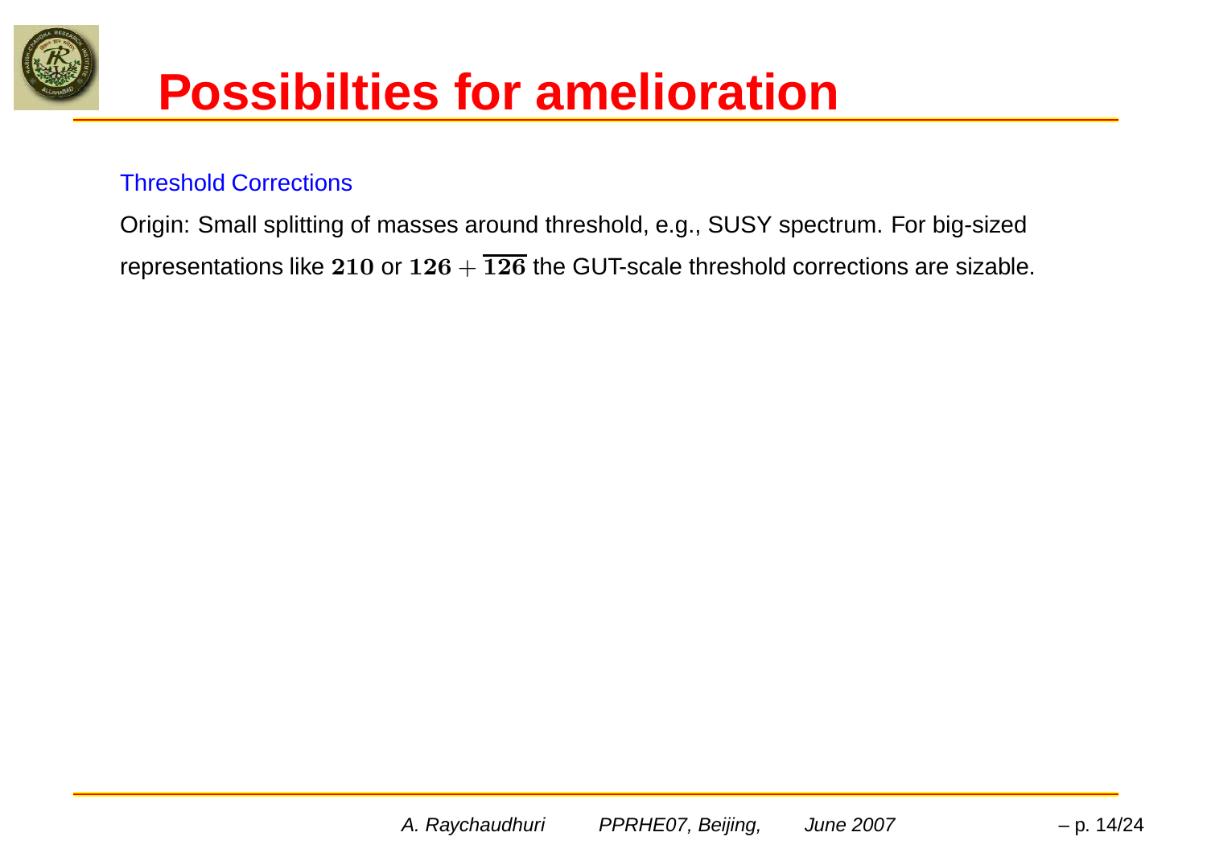# Possibilties for amelioration

### Threshold Corrections

Origin: Small splitting of masses around threshold, e.g., SUSY spectrum. For big-sized representations like $\mathbf{210}$ or $\mathbf{126} + \overline{\mathbf{126}}$ the GUT-scale threshold corrections are sizable.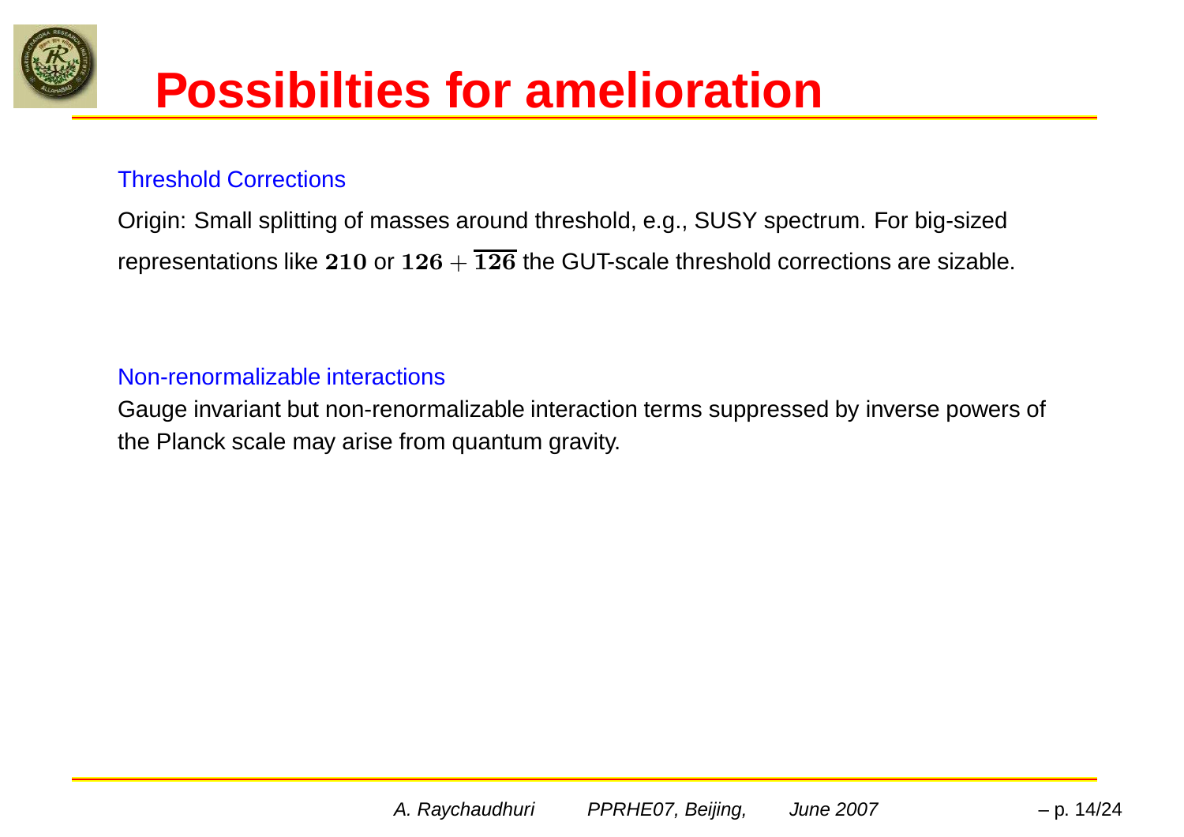# Possibilties for amelioration

Threshold Corrections

Origin: Small splitting of masses around threshold, e.g., SUSY spectrum. For big-sized representations like $\mathbf{210}$ or $\mathbf{126} + \overline{\mathbf{126}}$ the GUT-scale threshold corrections are sizable.

Non-renormalizable interactions

Gauge invariant but non-renormalizable interaction terms suppressed by inverse powers of the Planck scale may arise from quantum gravity.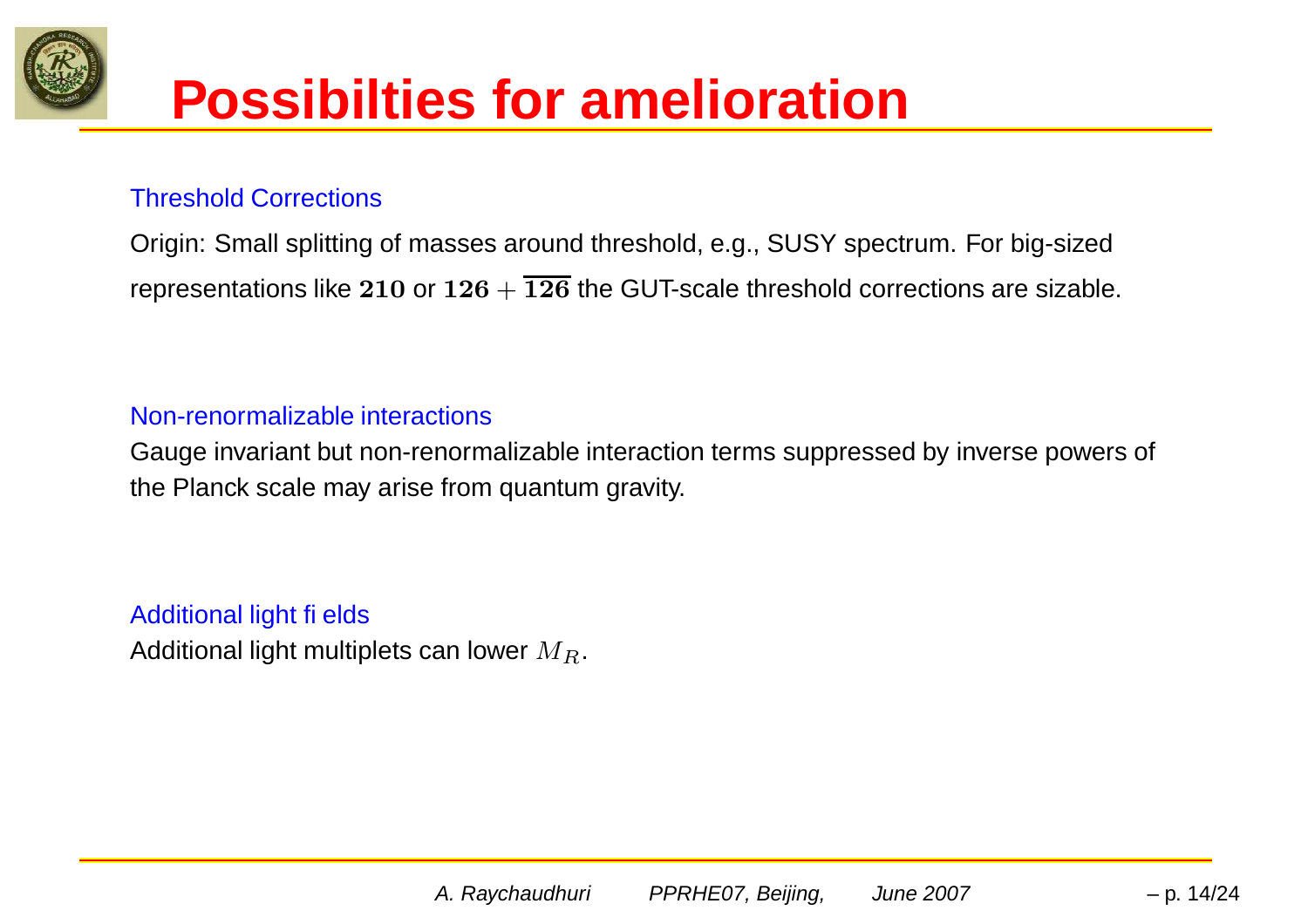# Possibilties for amelioration

Threshold Corrections

Origin: Small splitting of masses around threshold, e.g., SUSY spectrum. For big-sized representations like $\mathbf{210}$ or $\mathbf{126} + \overline{\mathbf{126}}$ the GUT-scale threshold corrections are sizable.

Non-renormalizable interactions

Gauge invariant but non-renormalizable interaction terms suppressed by inverse powers of the Planck scale may arise from quantum gravity.

Additional light fi elds

Additional light multiplets can lower $M_R$.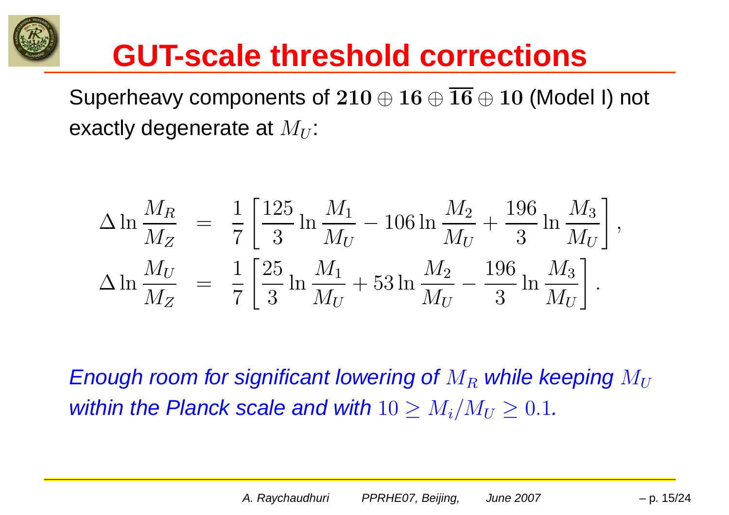# GUT-scale threshold corrections

Superheavy components of $\mathbf{210} \oplus \mathbf{16} \oplus \overline{\mathbf{16}} \oplus \mathbf{10}$ (Model I) not exactly degenerate at $M_U$:

$$
\begin{aligned}
\Delta \ln \frac{M_R}{M_Z} &= \frac{1}{7}\left[\frac{125}{3}\ln\frac{M_1}{M_U} - 106\ln\frac{M_2}{M_U} + \frac{196}{3}\ln\frac{M_3}{M_U}\right], \\
\Delta \ln \frac{M_U}{M_Z} &= \frac{1}{7}\left[\frac{25}{3}\ln\frac{M_1}{M_U} + 53\ln\frac{M_2}{M_U} - \frac{196}{3}\ln\frac{M_3}{M_U}\right].
\end{aligned}
$$

*Enough room for significant lowering of $M_R$ while keeping $M_U$ within the Planck scale and with $10 \geq M_i/M_U \geq 0.1$.*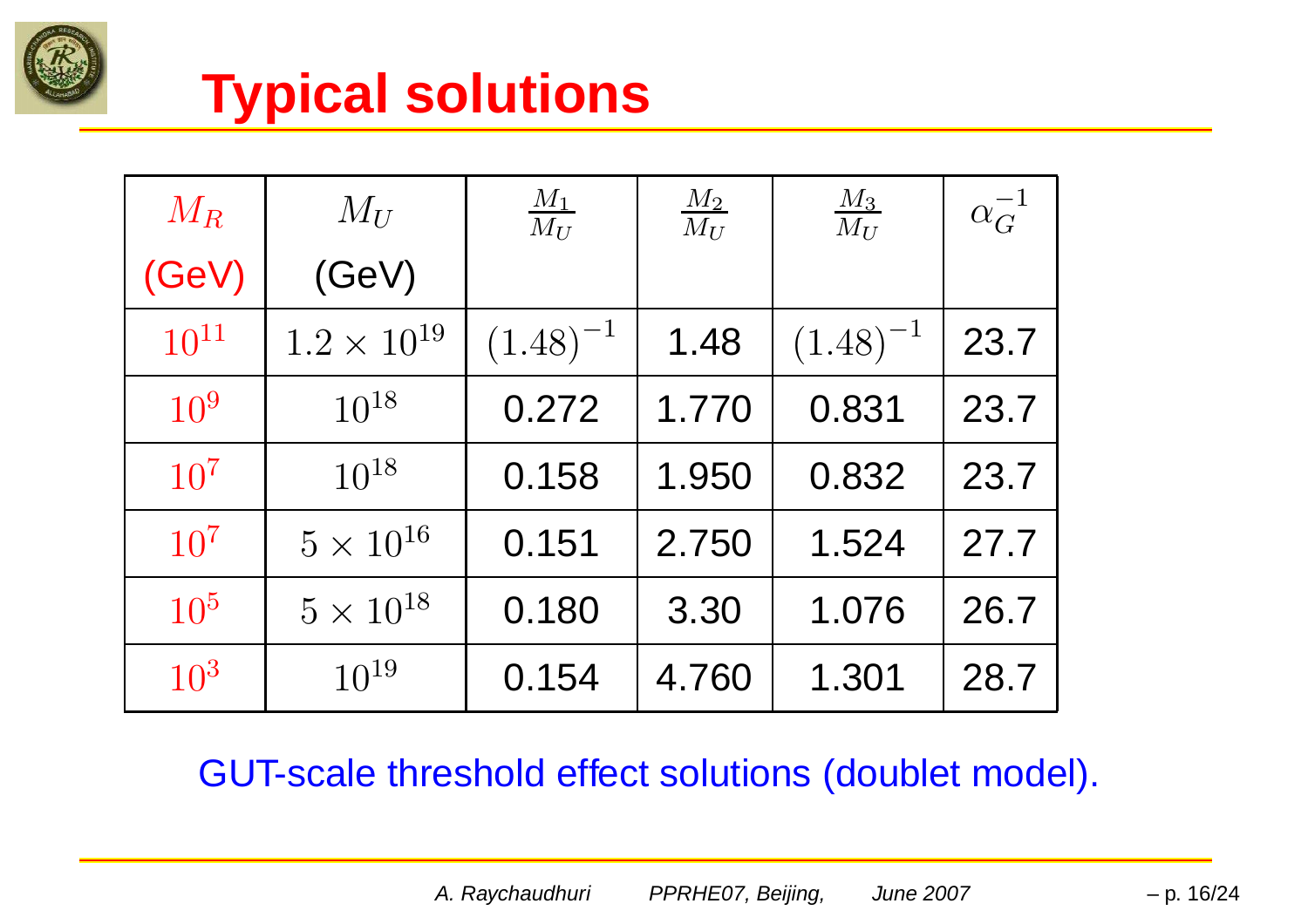# Typical solutions

| $M_R$ (GeV) | $M_U$ (GeV) | $\frac{M_1}{M_U}$ | $\frac{M_2}{M_U}$ | $\frac{M_3}{M_U}$ | $\alpha_G^{-1}$ |
|---|---|---|---|---|---|
| $10^{11}$ | $1.2 \times 10^{19}$ | $(1.48)^{-1}$ | 1.48 | $(1.48)^{-1}$ | 23.7 |
| $10^9$ | $10^{18}$ | 0.272 | 1.770 | 0.831 | 23.7 |
| $10^7$ | $10^{18}$ | 0.158 | 1.950 | 0.832 | 23.7 |
| $10^7$ | $5 \times 10^{16}$ | 0.151 | 2.750 | 1.524 | 27.7 |
| $10^5$ | $5 \times 10^{18}$ | 0.180 | 3.30 | 1.076 | 26.7 |
| $10^3$ | $10^{19}$ | 0.154 | 4.760 | 1.301 | 28.7 |

GUT-scale threshold effect solutions (doublet model).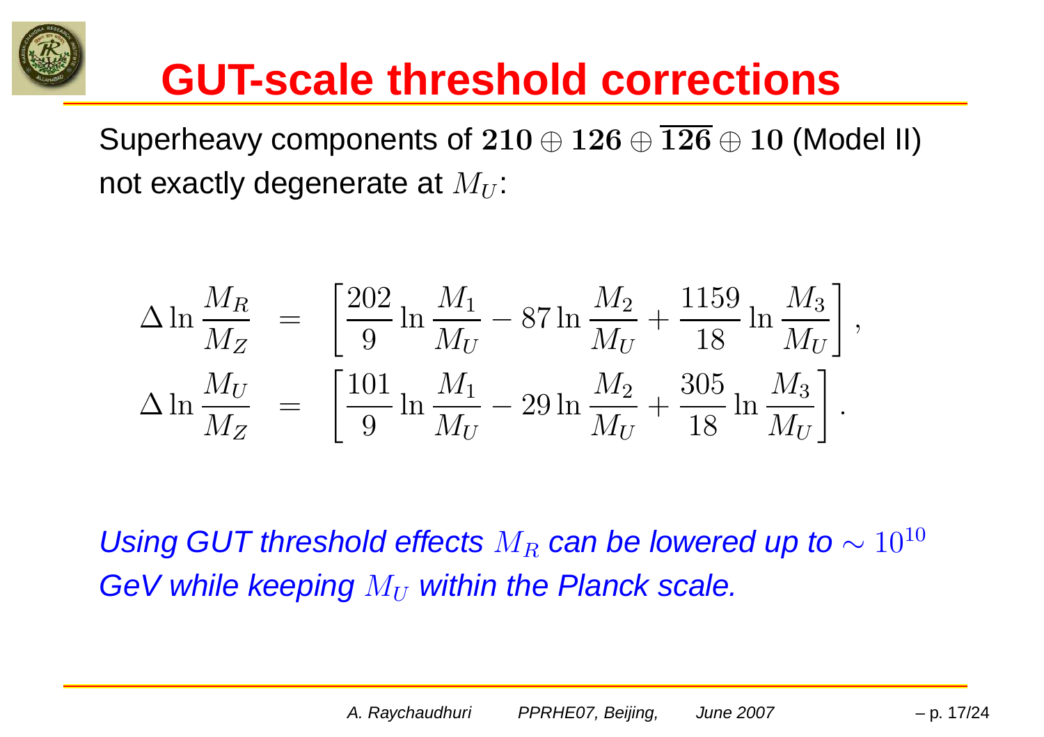# GUT-scale threshold corrections

Superheavy components of $\mathbf{210} \oplus \mathbf{126} \oplus \overline{\mathbf{126}} \oplus \mathbf{10}$ (Model II) not exactly degenerate at $M_U$:

$$
\begin{aligned}
\Delta \ln \frac{M_R}{M_Z} &= \left[ \frac{202}{9} \ln \frac{M_1}{M_U} - 87 \ln \frac{M_2}{M_U} + \frac{1159}{18} \ln \frac{M_3}{M_U} \right], \\
\Delta \ln \frac{M_U}{M_Z} &= \left[ \frac{101}{9} \ln \frac{M_1}{M_U} - 29 \ln \frac{M_2}{M_U} + \frac{305}{18} \ln \frac{M_3}{M_U} \right].
\end{aligned}
$$

*Using GUT threshold effects $M_R$ can be lowered up to $\sim 10^{10}$ GeV while keeping $M_U$ within the Planck scale.*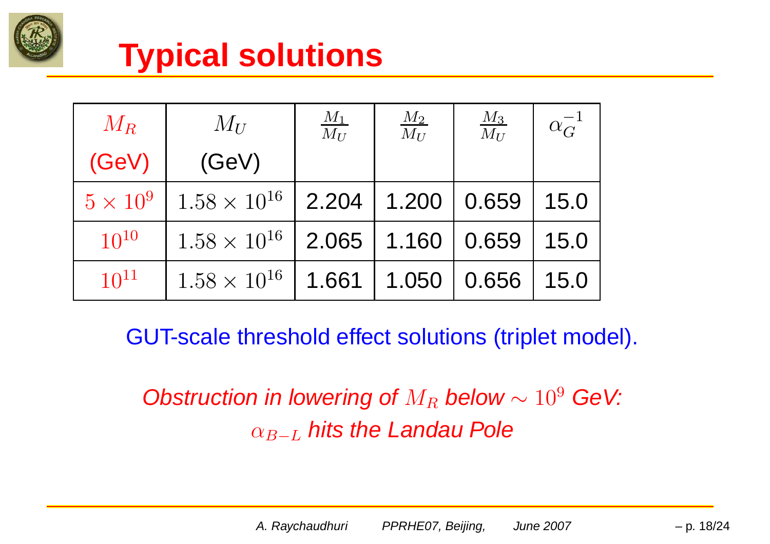# Typical solutions

| $M_R$ (GeV) | $M_U$ (GeV) | $\frac{M_1}{M_U}$ | $\frac{M_2}{M_U}$ | $\frac{M_3}{M_U}$ | $\alpha_G^{-1}$ |
|---|---|---|---|---|---|
| $5 \times 10^9$ | $1.58 \times 10^{16}$ | 2.204 | 1.200 | 0.659 | 15.0 |
| $10^{10}$ | $1.58 \times 10^{16}$ | 2.065 | 1.160 | 0.659 | 15.0 |
| $10^{11}$ | $1.58 \times 10^{16}$ | 1.661 | 1.050 | 0.656 | 15.0 |

GUT-scale threshold effect solutions (triplet model).

*Obstruction in lowering of $M_R$ below $\sim 10^9$ GeV:*
*$\alpha_{B-L}$ hits the Landau Pole*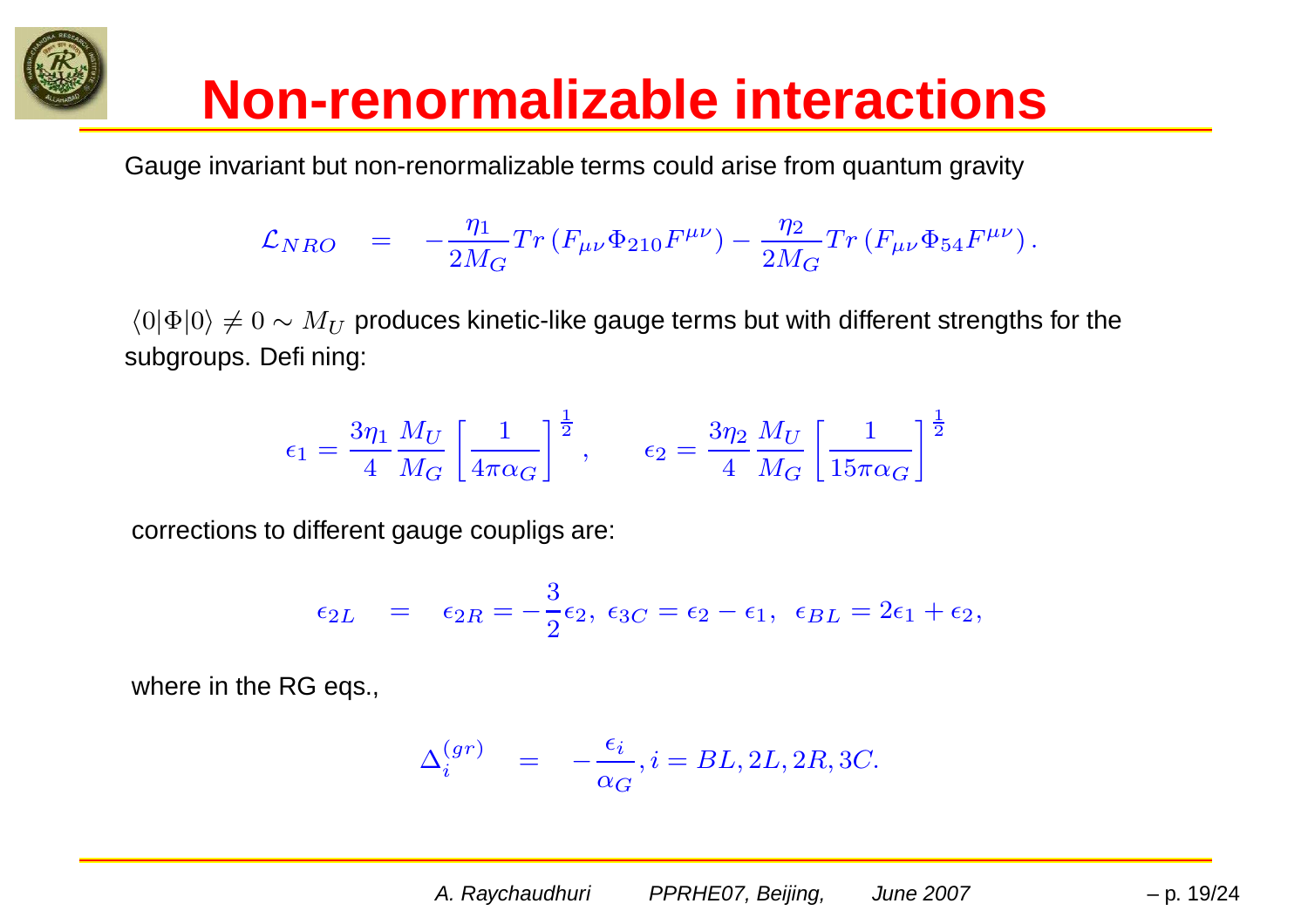# Non-renormalizable interactions

Gauge invariant but non-renormalizable terms could arise from quantum gravity

$$\mathcal{L}_{NRO} \quad = \quad -\frac{\eta_1}{2M_G} Tr\left(F_{\mu\nu}\Phi_{210}F^{\mu\nu}\right) - \frac{\eta_2}{2M_G} Tr\left(F_{\mu\nu}\Phi_{54}F^{\mu\nu}\right).$$

$\langle 0|\Phi|0\rangle \neq 0 \sim M_U$ produces kinetic-like gauge terms but with different strengths for the subgroups. Defi ning:

$$\epsilon_1 = \frac{3\eta_1}{4}\frac{M_U}{M_G}\left[\frac{1}{4\pi\alpha_G}\right]^{\frac{1}{2}}, \qquad \epsilon_2 = \frac{3\eta_2}{4}\frac{M_U}{M_G}\left[\frac{1}{15\pi\alpha_G}\right]^{\frac{1}{2}}$$

corrections to different gauge coupligs are:

$$\epsilon_{2L} \quad = \quad \epsilon_{2R} = -\frac{3}{2}\epsilon_2,\ \epsilon_{3C} = \epsilon_2 - \epsilon_1,\ \ \epsilon_{BL} = 2\epsilon_1 + \epsilon_2,$$

where in the RG eqs.,

$$\Delta_i^{(gr)} \quad = \quad -\frac{\epsilon_i}{\alpha_G}, i = BL, 2L, 2R, 3C.$$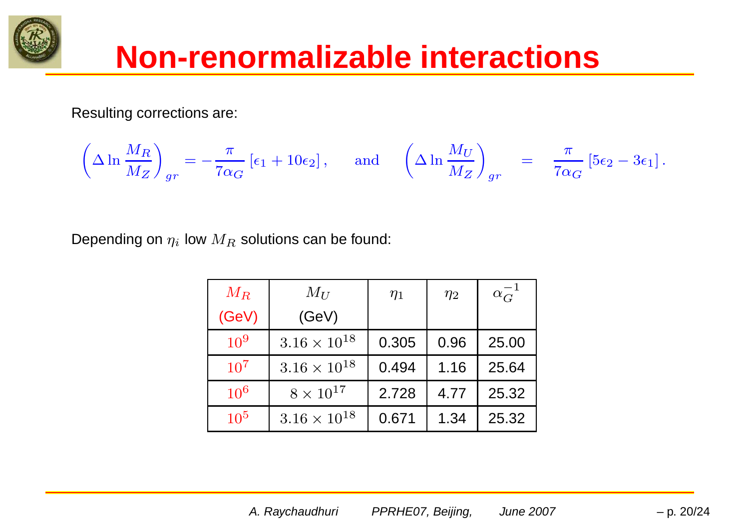# Non-renormalizable interactions

Resulting corrections are:

$$\left(\Delta \ln \frac{M_R}{M_Z}\right)_{gr} = -\frac{\pi}{7\alpha_G}\left[\epsilon_1 + 10\epsilon_2\right], \quad \text{and} \quad \left(\Delta \ln \frac{M_U}{M_Z}\right)_{gr} = \frac{\pi}{7\alpha_G}\left[5\epsilon_2 - 3\epsilon_1\right].$$

Depending on $\eta_i$ low $M_R$ solutions can be found:

| $M_R$ (GeV) | $M_U$ (GeV) | $\eta_1$ | $\eta_2$ | $\alpha_G^{-1}$ |
|---|---|---|---|---|
| $10^9$ | $3.16 \times 10^{18}$ | 0.305 | 0.96 | 25.00 |
| $10^7$ | $3.16 \times 10^{18}$ | 0.494 | 1.16 | 25.64 |
| $10^6$ | $8 \times 10^{17}$ | 2.728 | 4.77 | 25.32 |
| $10^5$ | $3.16 \times 10^{18}$ | 0.671 | 1.34 | 25.32 |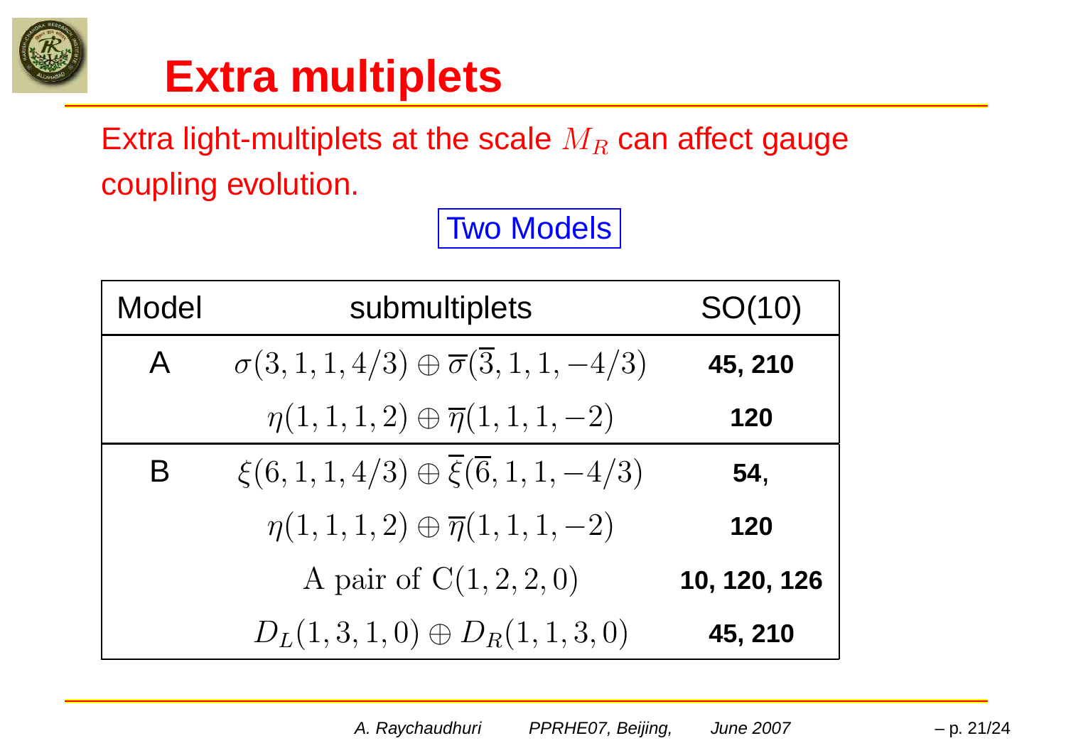# Extra multiplets

Extra light-multiplets at the scale $M_R$ can affect gauge coupling evolution.

Two Models

| Model | submultiplets | SO(10) |
|---|---|---|
| A | $\sigma(3,1,1,4/3) \oplus \overline{\sigma}(\overline{3},1,1,-4/3)$ | **45, 210** |
| | $\eta(1,1,1,2) \oplus \overline{\eta}(1,1,1,-2)$ | **120** |
| B | $\xi(6,1,1,4/3) \oplus \overline{\xi}(\overline{6},1,1,-4/3)$ | **54,** |
| | $\eta(1,1,1,2) \oplus \overline{\eta}(1,1,1,-2)$ | **120** |
| | A pair of $\mathrm{C}(1,2,2,0)$ | **10, 120, 126** |
| | $D_L(1,3,1,0) \oplus D_R(1,1,3,0)$ | **45, 210** |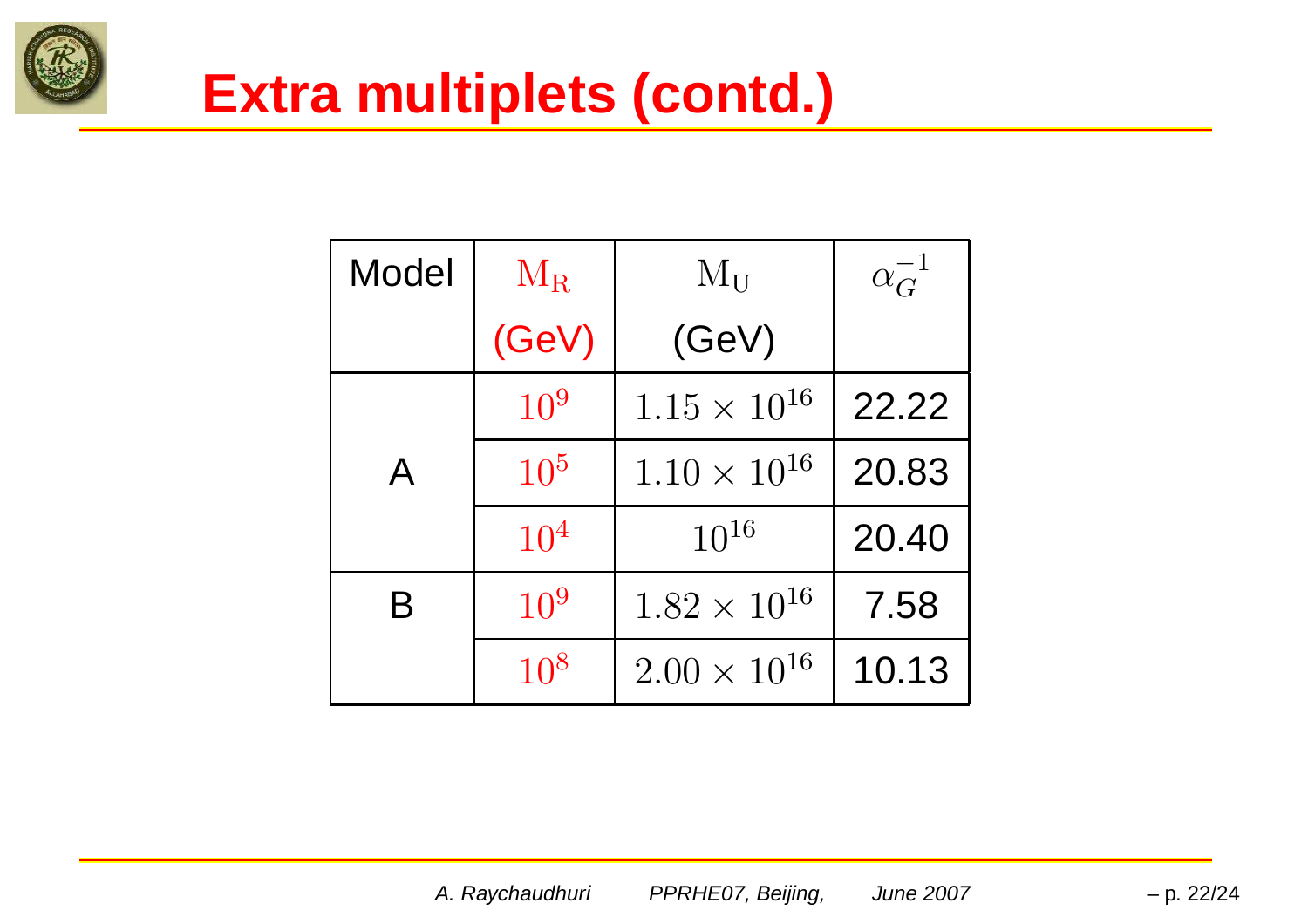# Extra multiplets (contd.)

| Model | $M_R$ (GeV) | $M_U$ (GeV) | $\alpha_G^{-1}$ |
|---|---|---|---|
| A | $10^9$ | $1.15 \times 10^{16}$ | 22.22 |
| | $10^5$ | $1.10 \times 10^{16}$ | 20.83 |
| | $10^4$ | $10^{16}$ | 20.40 |
| B | $10^9$ | $1.82 \times 10^{16}$ | 7.58 |
| | $10^8$ | $2.00 \times 10^{16}$ | 10.13 |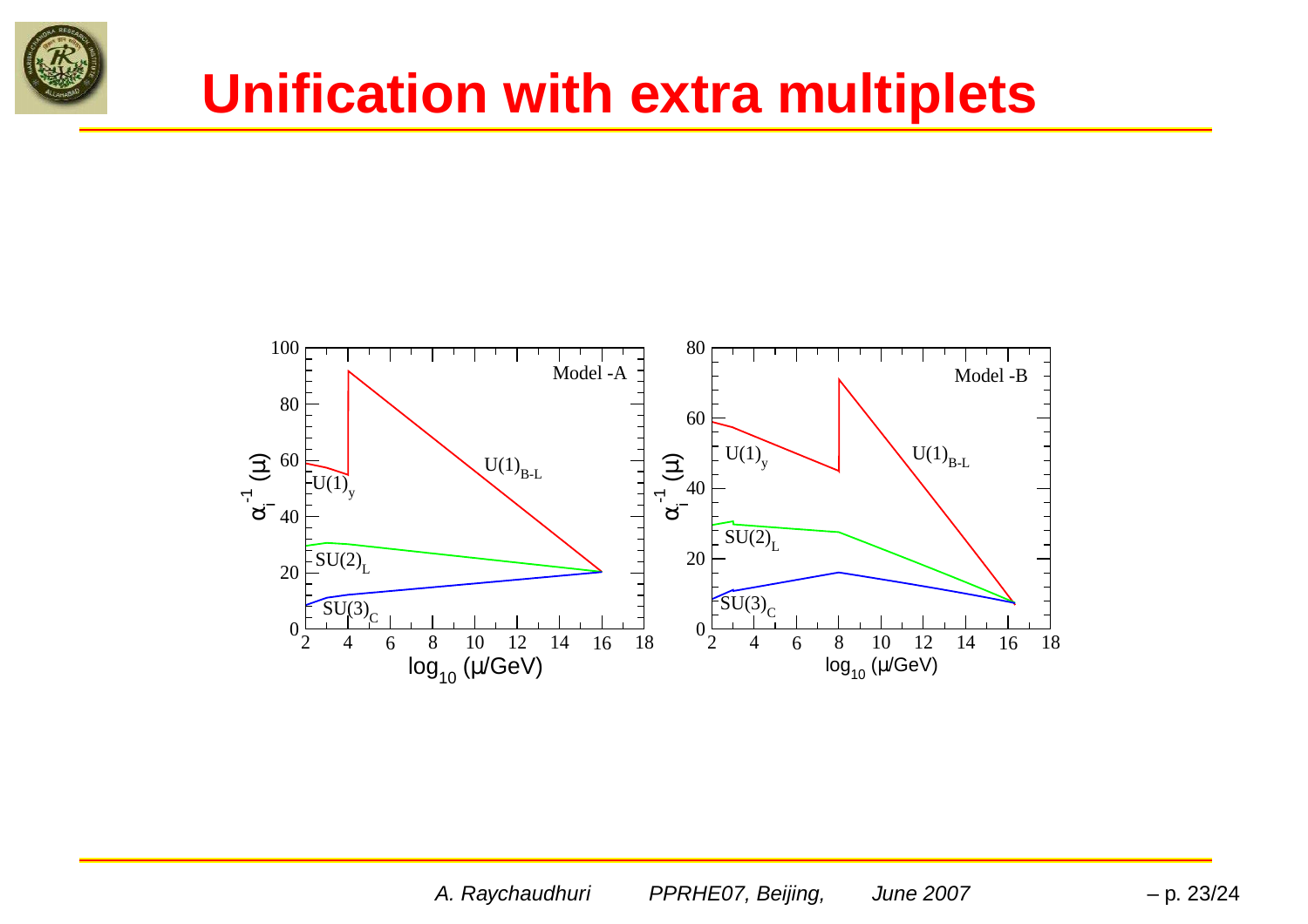# Unification with extra multiplets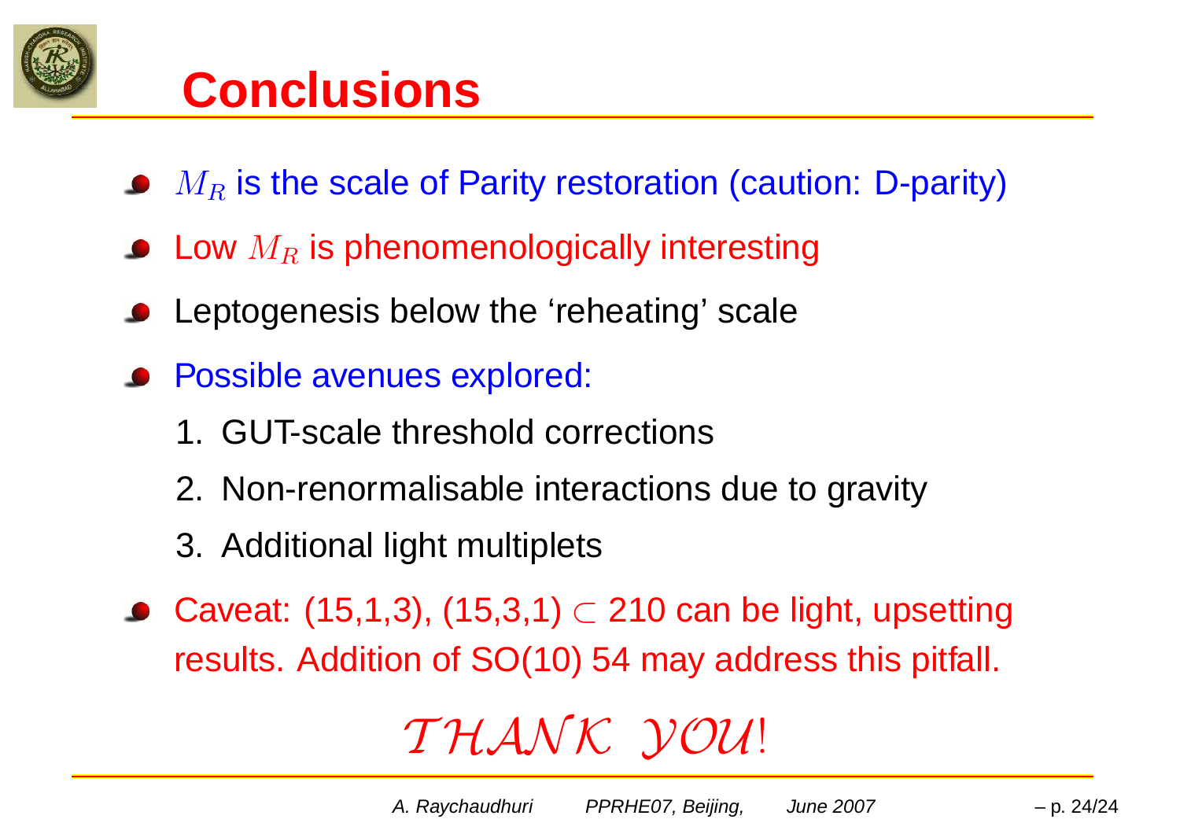# Conclusions

- $M_R$ is the scale of Parity restoration (caution: D-parity)
- Low $M_R$ is phenomenologically interesting
- Leptogenesis below the 'reheating' scale
- Possible avenues explored:
  1. GUT-scale threshold corrections
  2. Non-renormalisable interactions due to gravity
  3. Additional light multiplets
- Caveat: (15,1,3), (15,3,1) $\subset$ 210 can be light, upsetting results. Addition of SO(10) 54 may address this pitfall.

*THANK YOU!*